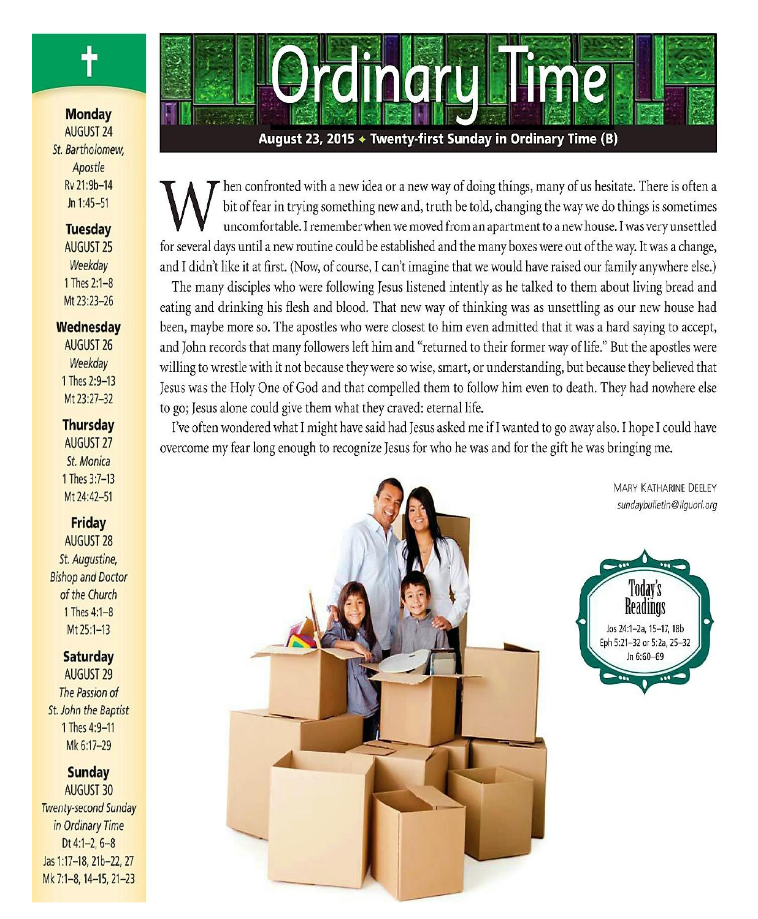# Ordinary Time

**August 23, 2015 ✦ Twenty-first Sunday in Ordinary Time (B)**

When confronted with a new idea or a new way of doing things, many of us hesitate. There is often a bit of fear in trying something new and, truth be told, changing the way we do things is sometimes uncomfortable. I remember when we moved from an apartment to a new house. I was very unsettled for several days until a new routine could be established and the many boxes were out of the way. It was a change, and I didn't like it at first. (Now, of course, I can't imagine that we would have raised our family anywhere else.)

The many disciples who were following Jesus listened intently as he talked to them about living bread and eating and drinking his flesh and blood. That new way of thinking was as unsettling as our new house had been, maybe more so. The apostles who were closest to him even admitted that it was a hard saying to accept, and John records that many followers left him and "returned to their former way of life." But the apostles were willing to wrestle with it not because they were so wise, smart, or understanding, but because they believed that Jesus was the Holy One of God and that compelled them to follow him even to death. They had nowhere else to go; Jesus alone could give them what they craved: eternal life.

I've often wondered what I might have said had Jesus asked me if I wanted to go away also. I hope I could have overcome my fear long enough to recognize Jesus for who he was and for the gift he was bringing me.

MARY KATHARINE DEELEY
*sundaybulletin@liguori.org*

### Today's Readings

Jos 24:1–2a, 15–17, 18b
Eph 5:21–32 or 5:2a, 25–32
Jn 6:60–69

---

**Monday**
AUGUST 24
*St. Bartholomew, Apostle*
Rv 21:9b–14
Jn 1:45–51

**Tuesday**
AUGUST 25
*Weekday*
1 Thes 2:1–8
Mt 23:23–26

**Wednesday**
AUGUST 26
*Weekday*
1 Thes 2:9–13
Mt 23:27–32

**Thursday**
AUGUST 27
*St. Monica*
1 Thes 3:7–13
Mt 24:42–51

**Friday**
AUGUST 28
*St. Augustine, Bishop and Doctor of the Church*
1 Thes 4:1–8
Mt 25:1–13

**Saturday**
AUGUST 29
*The Passion of St. John the Baptist*
1 Thes 4:9–11
Mk 6:17–29

**Sunday**
AUGUST 30
*Twenty-second Sunday in Ordinary Time*
Dt 4:1–2, 6–8
Jas 1:17–18, 21b–22, 27
Mk 7:1–8, 14–15, 21–23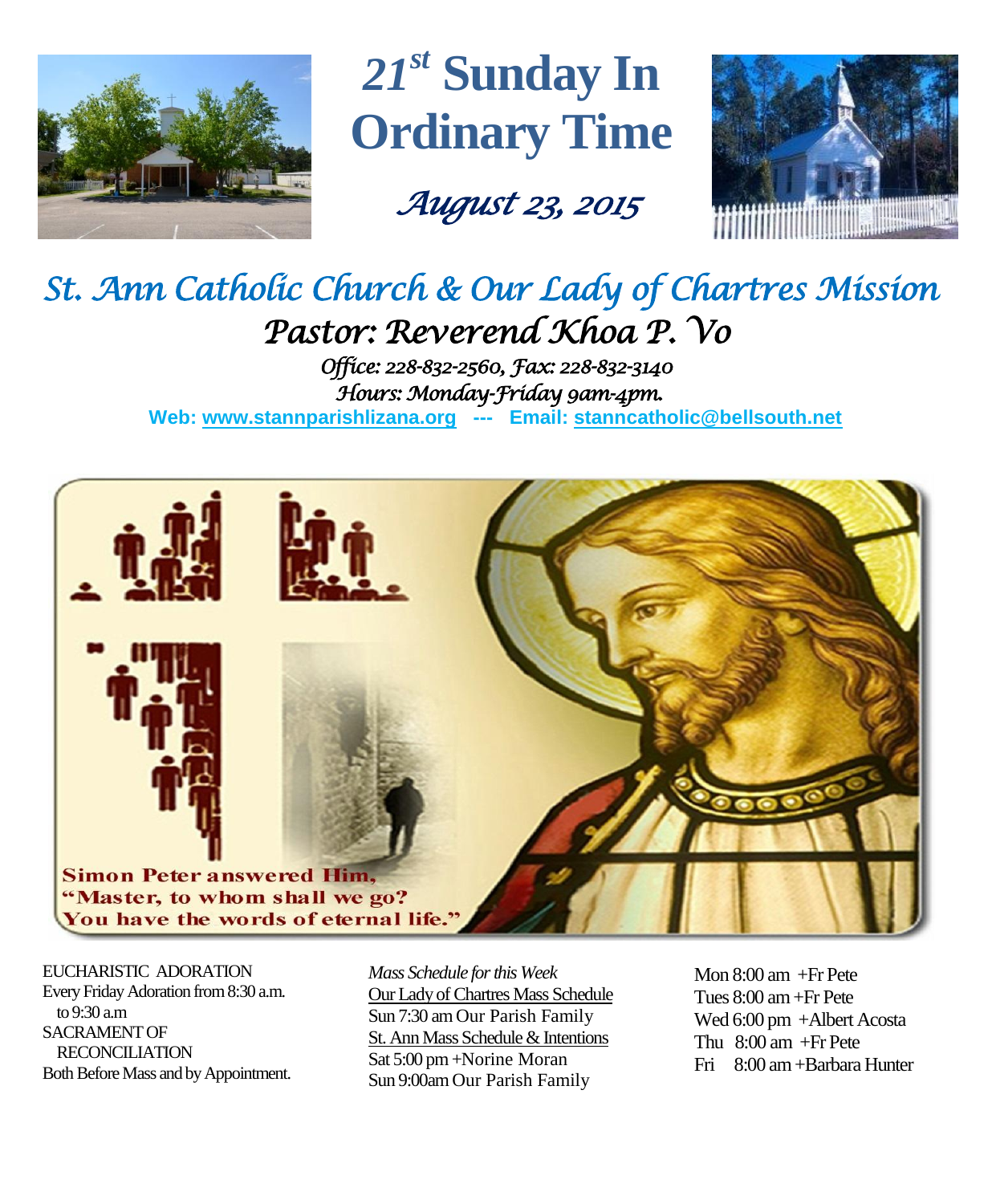# 21st Sunday In Ordinary Time

*August 23, 2015*

## *St. Ann Catholic Church & Our Lady of Chartres Mission*

### *Pastor: Reverend Khoa P. Vo*

*Office: 228-832-2560, Fax: 228-832-3140*

*Hours: Monday-Friday 9am-4pm.*

**Web: www.stannparishlizana.org --- Email: stanncatholic@bellsouth.net**

Simon Peter answered Him,
"Master, to whom shall we go?
You have the words of eternal life."

EUCHARISTIC ADORATION
Every Friday Adoration from 8:30 a.m. to 9:30 a.m
SACRAMENT OF RECONCILIATION
Both Before Mass and by Appointment.

*Mass Schedule for this Week*

Our Lady of Chartres Mass Schedule
Sun 7:30 am Our Parish Family

St. Ann Mass Schedule & Intentions
Sat 5:00 pm +Norine Moran
Sun 9:00am Our Parish Family

Mon 8:00 am +Fr Pete
Tues 8:00 am +Fr Pete
Wed 6:00 pm +Albert Acosta
Thu 8:00 am +Fr Pete
Fri 8:00 am +Barbara Hunter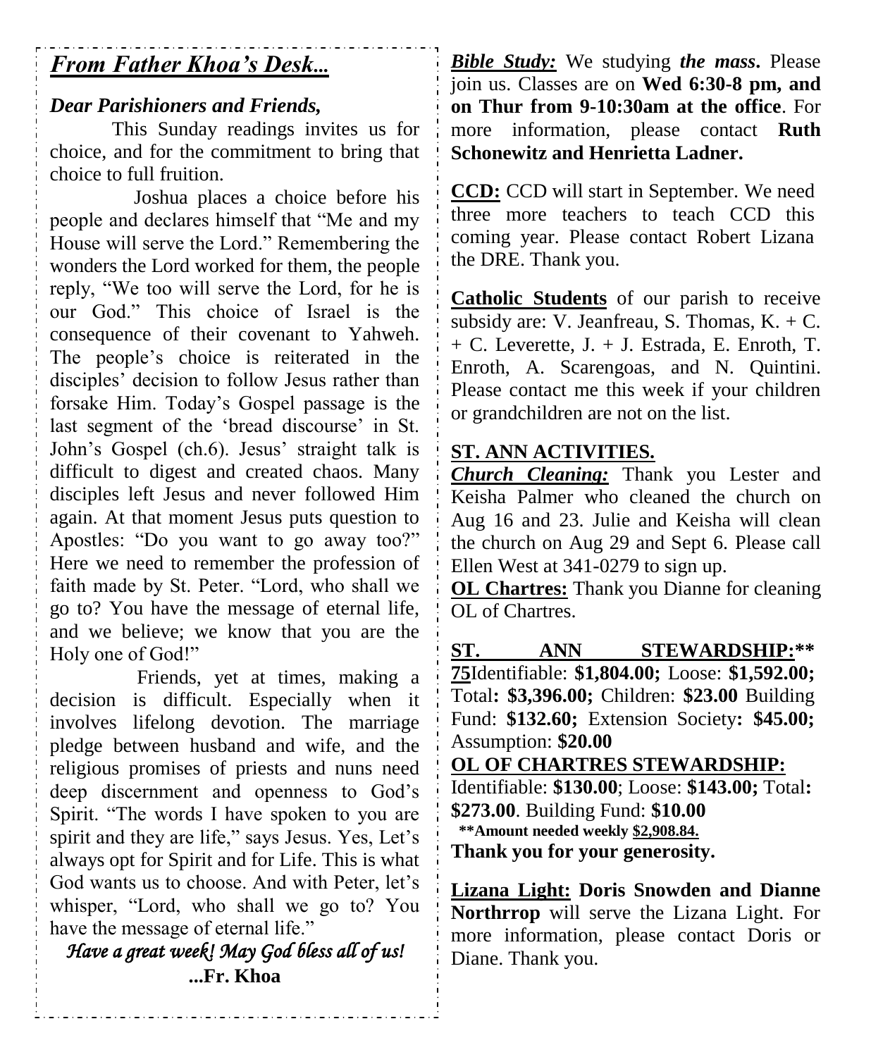## *From Father Khoa's Desk...*

***Dear Parishioners and Friends,***

This Sunday readings invites us for choice, and for the commitment to bring that choice to full fruition.

Joshua places a choice before his people and declares himself that "Me and my House will serve the Lord." Remembering the wonders the Lord worked for them, the people reply, "We too will serve the Lord, for he is our God." This choice of Israel is the consequence of their covenant to Yahweh. The people's choice is reiterated in the disciples' decision to follow Jesus rather than forsake Him. Today's Gospel passage is the last segment of the 'bread discourse' in St. John's Gospel (ch.6). Jesus' straight talk is difficult to digest and created chaos. Many disciples left Jesus and never followed Him again. At that moment Jesus puts question to Apostles: "Do you want to go away too?" Here we need to remember the profession of faith made by St. Peter. "Lord, who shall we go to? You have the message of eternal life, and we believe; we know that you are the Holy one of God!"

Friends, yet at times, making a decision is difficult. Especially when it involves lifelong devotion. The marriage pledge between husband and wife, and the religious promises of priests and nuns need deep discernment and openness to God's Spirit. "The words I have spoken to you are spirit and they are life," says Jesus. Yes, Let's always opt for Spirit and for Life. This is what God wants us to choose. And with Peter, let's whisper, "Lord, who shall we go to? You have the message of eternal life."

*Have a great week! May God bless all of us!*

**...Fr. Khoa**

***Bible Study:*** We studying ***the mass***. Please join us. Classes are on **Wed 6:30-8 pm, and on Thur from 9-10:30am at the office**. For more information, please contact **Ruth Schonewitz and Henrietta Ladner.**

**CCD:** CCD will start in September. We need three more teachers to teach CCD this coming year. Please contact Robert Lizana the DRE. Thank you.

**Catholic Students** of our parish to receive subsidy are: V. Jeanfreau, S. Thomas, K. + C. + C. Leverette, J. + J. Estrada, E. Enroth, T. Enroth, A. Scarengoas, and N. Quintini. Please contact me this week if your children or grandchildren are not on the list.

### ST. ANN ACTIVITIES.

***Church Cleaning:*** Thank you Lester and Keisha Palmer who cleaned the church on Aug 16 and 23. Julie and Keisha will clean the church on Aug 29 and Sept 6. Please call Ellen West at 341-0279 to sign up.

**OL Chartres:** Thank you Dianne for cleaning OL of Chartres.

**ST. ANN STEWARDSHIP:\*\* 75**Identifiable: **$1,804.00;** Loose: **$1,592.00;** Total**: $3,396.00;** Children: **$23.00** Building Fund: **$132.60;** Extension Society**: $45.00;** Assumption: **$20.00**

**OL OF CHARTRES STEWARDSHIP:**
Identifiable: **$130.00**; Loose: **$143.00;** Total**: $273.00**. Building Fund: **$10.00**

**\*\*Amount needed weekly $2,908.84.**

**Thank you for your generosity.**

**Lizana Light: Doris Snowden and Dianne Northrrop** will serve the Lizana Light. For more information, please contact Doris or Diane. Thank you.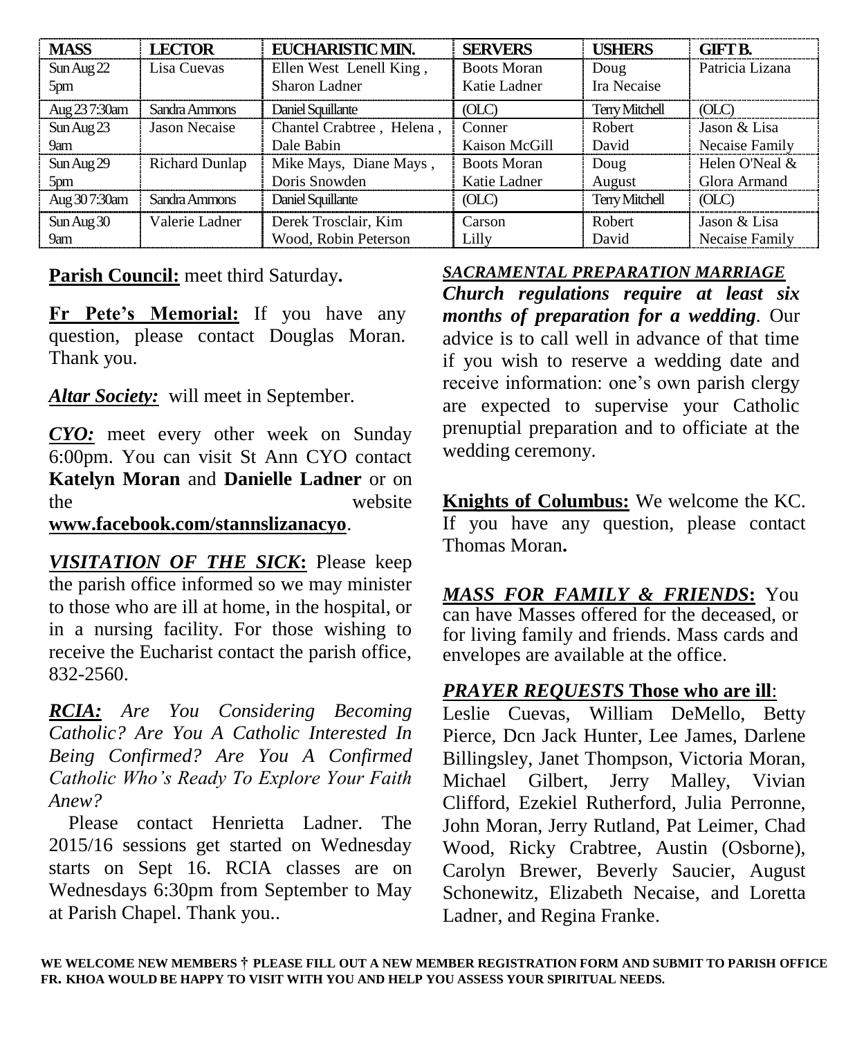| MASS | LECTOR | EUCHARISTIC MIN. | SERVERS | USHERS | GIFT B. |
|---|---|---|---|---|---|
| Sun Aug 22 5pm | Lisa Cuevas | Ellen West Lenell King , Sharon Ladner | Boots Moran Katie Ladner | Doug Ira Necaise | Patricia Lizana |
| Aug 23 7:30am | Sandra Ammons | Daniel Squillante | (OLC) | Terry Mitchell | (OLC) |
| Sun Aug 23 9am | Jason Necaise | Chantel Crabtree , Helena , Dale Babin | Conner Kaison McGill | Robert David | Jason & Lisa Necaise Family |
| Sun Aug 29 5pm | Richard Dunlap | Mike Mays, Diane Mays , Doris Snowden | Boots Moran Katie Ladner | Doug August | Helen O'Neal & Glora Armand |
| Aug 30 7:30am | Sandra Ammons | Daniel Squillante | (OLC) | Terry Mitchell | (OLC) |
| Sun Aug 30 9am | Valerie Ladner | Derek Trosclair, Kim Wood, Robin Peterson | Carson Lilly | Robert David | Jason & Lisa Necaise Family |

**Parish Council:** meet third Saturday**.**

**Fr Pete's Memorial:** If you have any question, please contact Douglas Moran. Thank you.

***Altar Society:*** will meet in September.

***CYO:*** meet every other week on Sunday 6:00pm. You can visit St Ann CYO contact **Katelyn Moran** and **Danielle Ladner** or on the website **www.facebook.com/stannslizanacyo**.

***VISITATION OF THE SICK*:** Please keep the parish office informed so we may minister to those who are ill at home, in the hospital, or in a nursing facility. For those wishing to receive the Eucharist contact the parish office, 832-2560.

***RCIA:*** *Are You Considering Becoming Catholic? Are You A Catholic Interested In Being Confirmed? Are You A Confirmed Catholic Who's Ready To Explore Your Faith Anew?*

Please contact Henrietta Ladner. The 2015/16 sessions get started on Wednesday starts on Sept 16. RCIA classes are on Wednesdays 6:30pm from September to May at Parish Chapel. Thank you..

***SACRAMENTAL PREPARATION MARRIAGE***

***Church regulations require at least six months of preparation for a wedding***. Our advice is to call well in advance of that time if you wish to reserve a wedding date and receive information: one's own parish clergy are expected to supervise your Catholic prenuptial preparation and to officiate at the wedding ceremony.

**Knights of Columbus:** We welcome the KC. If you have any question, please contact Thomas Moran**.**

***MASS FOR FAMILY & FRIENDS*:** You can have Masses offered for the deceased, or for living family and friends. Mass cards and envelopes are available at the office.

***PRAYER REQUESTS* Those who are ill**:
Leslie Cuevas, William DeMello, Betty Pierce, Dcn Jack Hunter, Lee James, Darlene Billingsley, Janet Thompson, Victoria Moran, Michael Gilbert, Jerry Malley, Vivian Clifford, Ezekiel Rutherford, Julia Perronne, John Moran, Jerry Rutland, Pat Leimer, Chad Wood, Ricky Crabtree, Austin (Osborne), Carolyn Brewer, Beverly Saucier, August Schonewitz, Elizabeth Necaise, and Loretta Ladner, and Regina Franke.

**WE WELCOME NEW MEMBERS † PLEASE FILL OUT A NEW MEMBER REGISTRATION FORM AND SUBMIT TO PARISH OFFICE FR. KHOA WOULD BE HAPPY TO VISIT WITH YOU AND HELP YOU ASSESS YOUR SPIRITUAL NEEDS.**